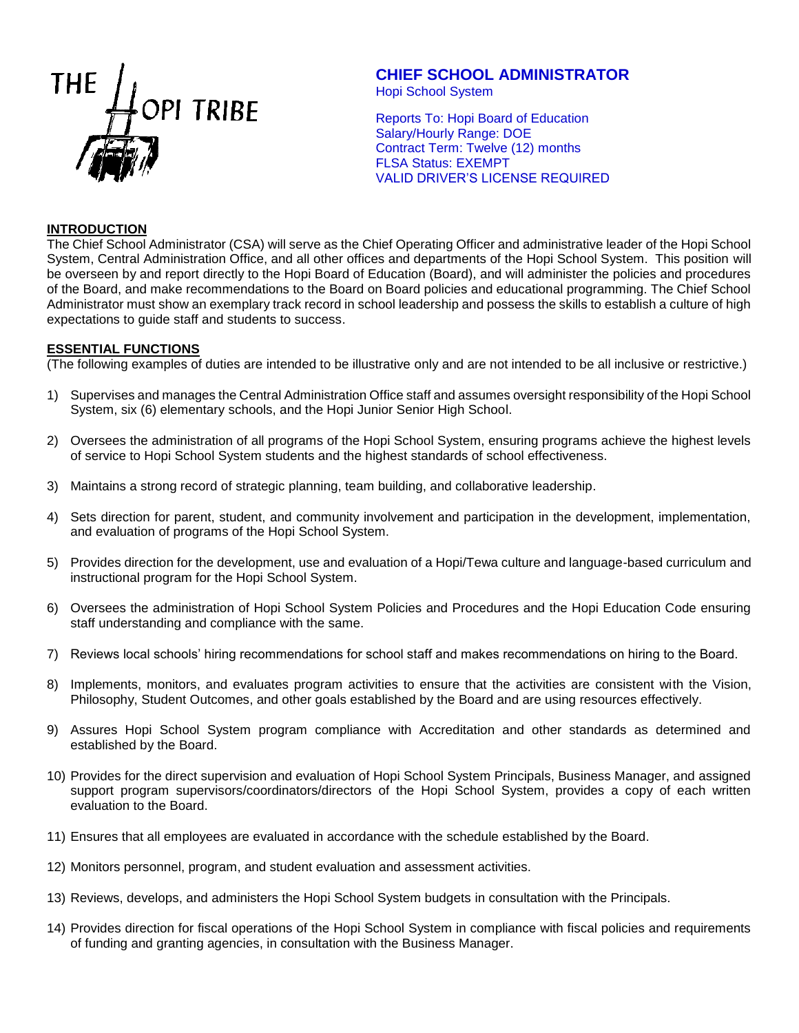THE HOPI TRIBE

# CHIEF SCHOOL ADMINISTRATOR

Hopi School System

Reports To: Hopi Board of Education
Salary/Hourly Range: DOE
Contract Term: Twelve (12) months
FLSA Status: EXEMPT
VALID DRIVER'S LICENSE REQUIRED

## INTRODUCTION

The Chief School Administrator (CSA) will serve as the Chief Operating Officer and administrative leader of the Hopi School System, Central Administration Office, and all other offices and departments of the Hopi School System. This position will be overseen by and report directly to the Hopi Board of Education (Board), and will administer the policies and procedures of the Board, and make recommendations to the Board on Board policies and educational programming. The Chief School Administrator must show an exemplary track record in school leadership and possess the skills to establish a culture of high expectations to guide staff and students to success.

## ESSENTIAL FUNCTIONS

(The following examples of duties are intended to be illustrative only and are not intended to be all inclusive or restrictive.)

1) Supervises and manages the Central Administration Office staff and assumes oversight responsibility of the Hopi School System, six (6) elementary schools, and the Hopi Junior Senior High School.

2) Oversees the administration of all programs of the Hopi School System, ensuring programs achieve the highest levels of service to Hopi School System students and the highest standards of school effectiveness.

3) Maintains a strong record of strategic planning, team building, and collaborative leadership.

4) Sets direction for parent, student, and community involvement and participation in the development, implementation, and evaluation of programs of the Hopi School System.

5) Provides direction for the development, use and evaluation of a Hopi/Tewa culture and language-based curriculum and instructional program for the Hopi School System.

6) Oversees the administration of Hopi School System Policies and Procedures and the Hopi Education Code ensuring staff understanding and compliance with the same.

7) Reviews local schools' hiring recommendations for school staff and makes recommendations on hiring to the Board.

8) Implements, monitors, and evaluates program activities to ensure that the activities are consistent with the Vision, Philosophy, Student Outcomes, and other goals established by the Board and are using resources effectively.

9) Assures Hopi School System program compliance with Accreditation and other standards as determined and established by the Board.

10) Provides for the direct supervision and evaluation of Hopi School System Principals, Business Manager, and assigned support program supervisors/coordinators/directors of the Hopi School System, provides a copy of each written evaluation to the Board.

11) Ensures that all employees are evaluated in accordance with the schedule established by the Board.

12) Monitors personnel, program, and student evaluation and assessment activities.

13) Reviews, develops, and administers the Hopi School System budgets in consultation with the Principals.

14) Provides direction for fiscal operations of the Hopi School System in compliance with fiscal policies and requirements of funding and granting agencies, in consultation with the Business Manager.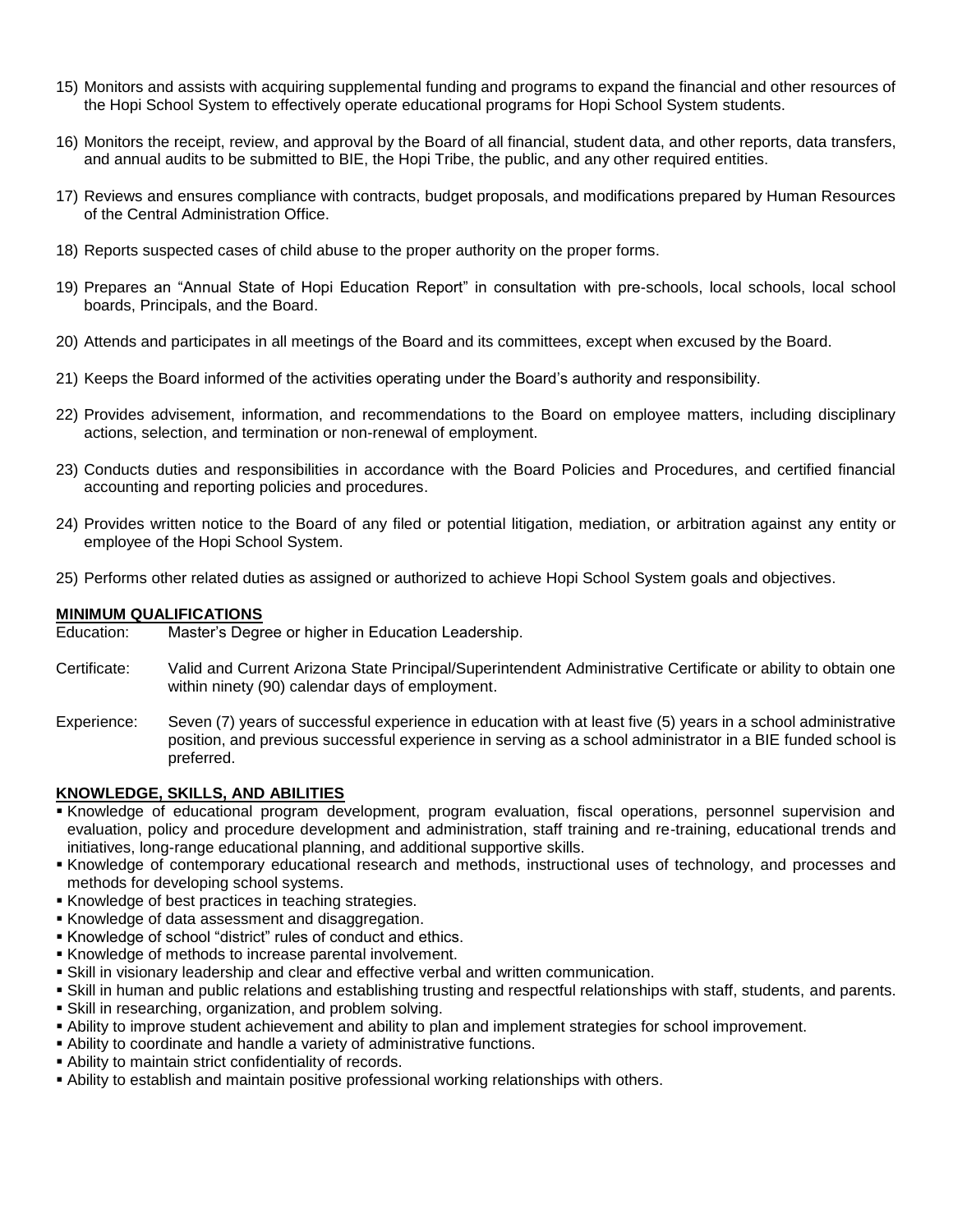15) Monitors and assists with acquiring supplemental funding and programs to expand the financial and other resources of the Hopi School System to effectively operate educational programs for Hopi School System students.

16) Monitors the receipt, review, and approval by the Board of all financial, student data, and other reports, data transfers, and annual audits to be submitted to BIE, the Hopi Tribe, the public, and any other required entities.

17) Reviews and ensures compliance with contracts, budget proposals, and modifications prepared by Human Resources of the Central Administration Office.

18) Reports suspected cases of child abuse to the proper authority on the proper forms.

19) Prepares an "Annual State of Hopi Education Report" in consultation with pre-schools, local schools, local school boards, Principals, and the Board.

20) Attends and participates in all meetings of the Board and its committees, except when excused by the Board.

21) Keeps the Board informed of the activities operating under the Board's authority and responsibility.

22) Provides advisement, information, and recommendations to the Board on employee matters, including disciplinary actions, selection, and termination or non-renewal of employment.

23) Conducts duties and responsibilities in accordance with the Board Policies and Procedures, and certified financial accounting and reporting policies and procedures.

24) Provides written notice to the Board of any filed or potential litigation, mediation, or arbitration against any entity or employee of the Hopi School System.

25) Performs other related duties as assigned or authorized to achieve Hopi School System goals and objectives.

## MINIMUM QUALIFICATIONS

Education: Master's Degree or higher in Education Leadership.

Certificate: Valid and Current Arizona State Principal/Superintendent Administrative Certificate or ability to obtain one within ninety (90) calendar days of employment.

Experience: Seven (7) years of successful experience in education with at least five (5) years in a school administrative position, and previous successful experience in serving as a school administrator in a BIE funded school is preferred.

## KNOWLEDGE, SKILLS, AND ABILITIES

- Knowledge of educational program development, program evaluation, fiscal operations, personnel supervision and evaluation, policy and procedure development and administration, staff training and re-training, educational trends and initiatives, long-range educational planning, and additional supportive skills.
- Knowledge of contemporary educational research and methods, instructional uses of technology, and processes and methods for developing school systems.
- Knowledge of best practices in teaching strategies.
- Knowledge of data assessment and disaggregation.
- Knowledge of school "district" rules of conduct and ethics.
- Knowledge of methods to increase parental involvement.
- Skill in visionary leadership and clear and effective verbal and written communication.
- Skill in human and public relations and establishing trusting and respectful relationships with staff, students, and parents.
- Skill in researching, organization, and problem solving.
- Ability to improve student achievement and ability to plan and implement strategies for school improvement.
- Ability to coordinate and handle a variety of administrative functions.
- Ability to maintain strict confidentiality of records.
- Ability to establish and maintain positive professional working relationships with others.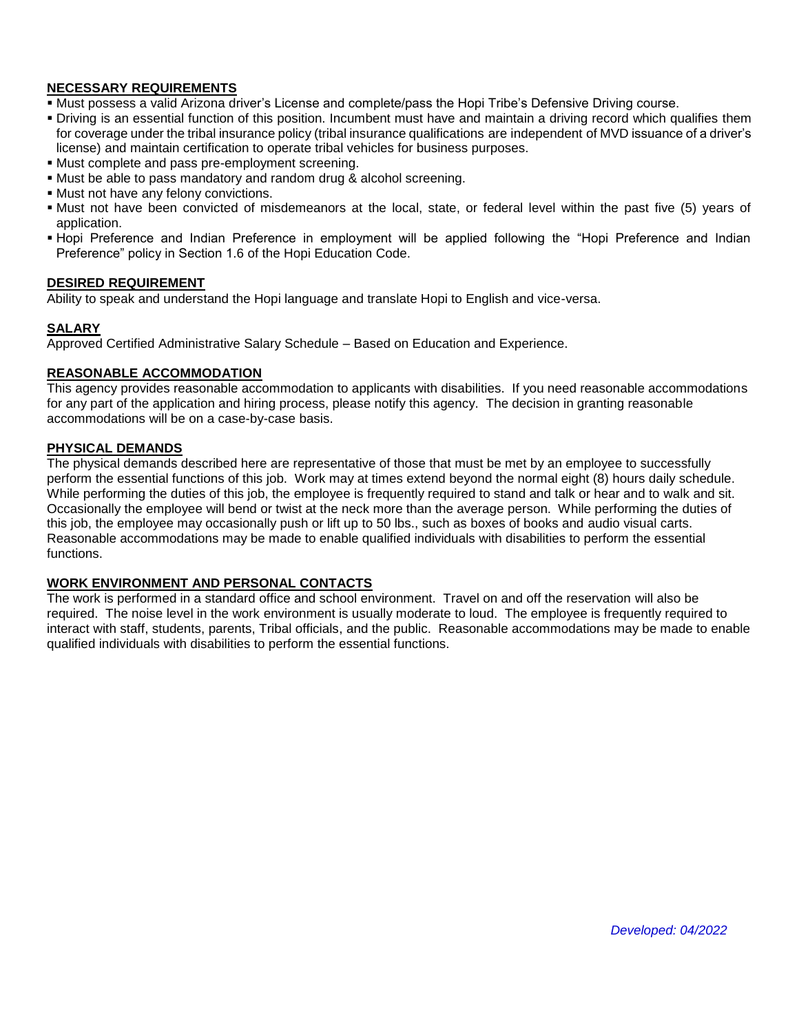## NECESSARY REQUIREMENTS

- Must possess a valid Arizona driver's License and complete/pass the Hopi Tribe's Defensive Driving course.
- Driving is an essential function of this position. Incumbent must have and maintain a driving record which qualifies them for coverage under the tribal insurance policy (tribal insurance qualifications are independent of MVD issuance of a driver's license) and maintain certification to operate tribal vehicles for business purposes.
- Must complete and pass pre-employment screening.
- Must be able to pass mandatory and random drug & alcohol screening.
- Must not have any felony convictions.
- Must not have been convicted of misdemeanors at the local, state, or federal level within the past five (5) years of application.
- Hopi Preference and Indian Preference in employment will be applied following the "Hopi Preference and Indian Preference" policy in Section 1.6 of the Hopi Education Code.

## DESIRED REQUIREMENT

Ability to speak and understand the Hopi language and translate Hopi to English and vice-versa.

## SALARY

Approved Certified Administrative Salary Schedule – Based on Education and Experience.

## REASONABLE ACCOMMODATION

This agency provides reasonable accommodation to applicants with disabilities. If you need reasonable accommodations for any part of the application and hiring process, please notify this agency. The decision in granting reasonable accommodations will be on a case-by-case basis.

## PHYSICAL DEMANDS

The physical demands described here are representative of those that must be met by an employee to successfully perform the essential functions of this job. Work may at times extend beyond the normal eight (8) hours daily schedule. While performing the duties of this job, the employee is frequently required to stand and talk or hear and to walk and sit. Occasionally the employee will bend or twist at the neck more than the average person. While performing the duties of this job, the employee may occasionally push or lift up to 50 lbs., such as boxes of books and audio visual carts. Reasonable accommodations may be made to enable qualified individuals with disabilities to perform the essential functions.

## WORK ENVIRONMENT AND PERSONAL CONTACTS

The work is performed in a standard office and school environment. Travel on and off the reservation will also be required. The noise level in the work environment is usually moderate to loud. The employee is frequently required to interact with staff, students, parents, Tribal officials, and the public. Reasonable accommodations may be made to enable qualified individuals with disabilities to perform the essential functions.

*Developed: 04/2022*